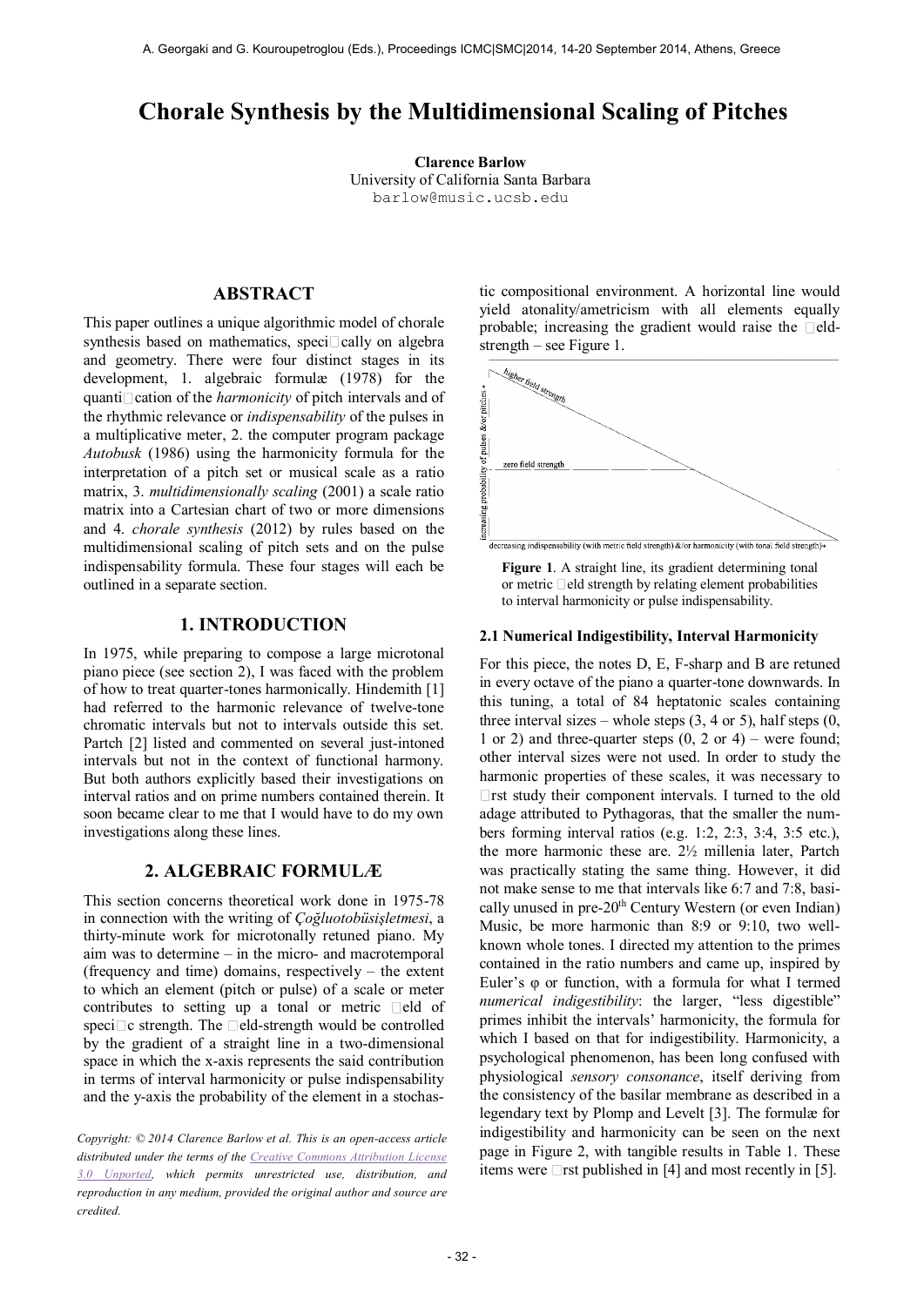# Chorale Synthesis by the Multidimensional Scaling of Pitches

**Clarence Barlow**
University of California Santa Barbara
barlow@music.ucsb.edu

## ABSTRACT

This paper outlines a unique algorithmic model of chorale synthesis based on mathematics, specifically on algebra and geometry. There were four distinct stages in its development, 1. algebraic formulæ (1978) for the quantification of the *harmonicity* of pitch intervals and of the rhythmic relevance or *indispensability* of the pulses in a multiplicative meter, 2. the computer program package *Autobusk* (1986) using the harmonicity formula for the interpretation of a pitch set or musical scale as a ratio matrix, 3. *multidimensionally scaling* (2001) a scale ratio matrix into a Cartesian chart of two or more dimensions and 4. *chorale synthesis* (2012) by rules based on the multidimensional scaling of pitch sets and on the pulse indispensability formula. These four stages will each be outlined in a separate section.

## 1. INTRODUCTION

In 1975, while preparing to compose a large microtonal piano piece (see section 2), I was faced with the problem of how to treat quarter-tones harmonically. Hindemith [1] had referred to the harmonic relevance of twelve-tone chromatic intervals but not to intervals outside this set. Partch [2] listed and commented on several just-intoned intervals but not in the context of functional harmony. But both authors explicitly based their investigations on interval ratios and on prime numbers contained therein. It soon became clear to me that I would have to do my own investigations along these lines.

## 2. ALGEBRAIC FORMULÆ

This section concerns theoretical work done in 1975-78 in connection with the writing of *Çoğluotobüsişletmesi*, a thirty-minute work for microtonally retuned piano. My aim was to determine – in the micro- and macrotemporal (frequency and time) domains, respectively – the extent to which an element (pitch or pulse) of a scale or meter contributes to setting up a tonal or metric field of specific strength. The field-strength would be controlled by the gradient of a straight line in a two-dimensional space in which the x-axis represents the said contribution in terms of interval harmonicity or pulse indispensability and the y-axis the probability of the element in a stochastic compositional environment. A horizontal line would yield atonality/ametricism with all elements equally probable; increasing the gradient would raise the field-strength – see Figure 1.

**Figure 1**. A straight line, its gradient determining tonal or metric field strength by relating element probabilities to interval harmonicity or pulse indispensability.

### 2.1 Numerical Indigestibility, Interval Harmonicity

For this piece, the notes D, E, F-sharp and B are retuned in every octave of the piano a quarter-tone downwards. In this tuning, a total of 84 heptatonic scales containing three interval sizes – whole steps (3, 4 or 5), half steps (0, 1 or 2) and three-quarter steps (0, 2 or 4) – were found; other interval sizes were not used. In order to study the harmonic properties of these scales, it was necessary to first study their component intervals. I turned to the old adage attributed to Pythagoras, that the smaller the numbers forming interval ratios (e.g. 1:2, 2:3, 3:4, 3:5 etc.), the more harmonic these are. 2½ millenia later, Partch was practically stating the same thing. However, it did not make sense to me that intervals like 6:7 and 7:8, basically unused in pre-20th Century Western (or even Indian) Music, be more harmonic than 8:9 or 9:10, two well-known whole tones. I directed my attention to the primes contained in the ratio numbers and came up, inspired by Euler's φ or function, with a formula for what I termed *numerical indigestibility*: the larger, "less digestible" primes inhibit the intervals' harmonicity, the formula for which I based on that for indigestibility. Harmonicity, a psychological phenomenon, has been long confused with physiological *sensory consonance*, itself deriving from the consistency of the basilar membrane as described in a legendary text by Plomp and Levelt [3]. The formulæ for indigestibility and harmonicity can be seen on the next page in Figure 2, with tangible results in Table 1. These items were first published in [4] and most recently in [5].

*Copyright: © 2014 Clarence Barlow et al. This is an open-access article distributed under the terms of the Creative Commons Attribution License 3.0 Unported, which permits unrestricted use, distribution, and reproduction in any medium, provided the original author and source are credited.*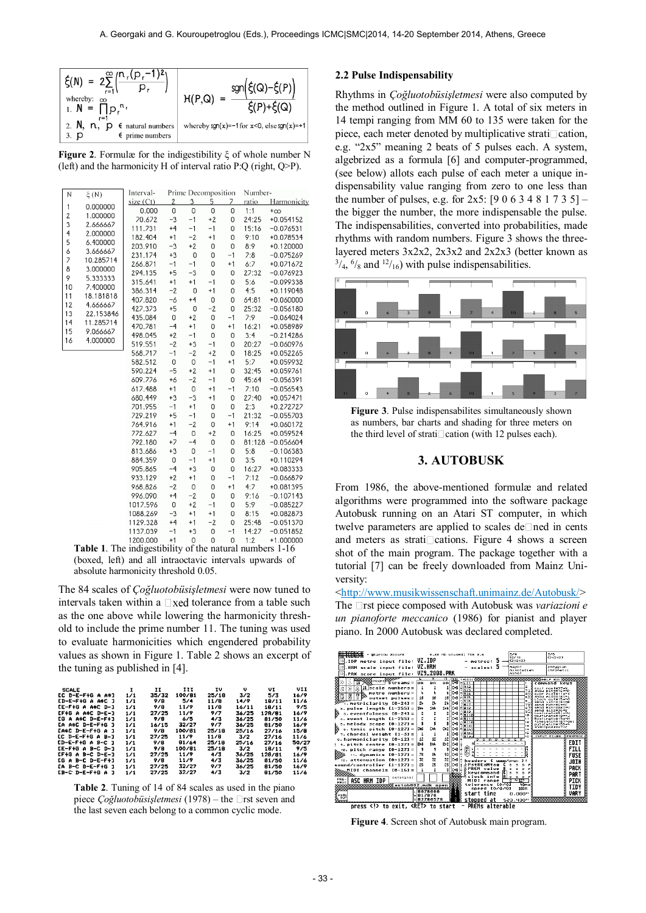$$\xi(N) = 2\sum_{r=1}^{\infty}\left(\frac{n_r(p_r-1)^2}{p_r}\right)$$

whereby:

1. $N = \prod_{r=1}^{\infty} p_r^{n_r}$
2. $N, n, p$ ∈ natural numbers
3. $p$ ∈ prime numbers

$$H(P,Q) = \frac{\mathrm{sgn}\left(\xi(Q)-\xi(P)\right)}{\xi(P)+\xi(Q)}$$

whereby sgn(x)=−1 for x<0, else sgn(x)=+1

**Figure 2**. Formulæ for the indigestibility ξ of whole number N (left) and the harmonicity H of interval ratio P:Q (right, Q>P).

| N | ξ (N) |
|---|---|
| 1 | 0.000000 |
| 2 | 1.000000 |
| 3 | 2.666667 |
| 4 | 2.000000 |
| 5 | 6.400000 |
| 6 | 3.666667 |
| 7 | 10.285714 |
| 8 | 3.000000 |
| 9 | 5.333333 |
| 10 | 7.400000 |
| 11 | 18.181818 |
| 12 | 4.666667 |
| 13 | 22.153846 |
| 14 | 11.285714 |
| 15 | 9.066667 |
| 16 | 4.000000 |

| Interval-size (Ct) | Prime Decomposition 2 | 3 | 5 | 7 | Number-ratio | Harmonicity |
|---|---|---|---|---|---|---|
| 0.000 | 0 | 0 | 0 | 0 | 1:1 | +∞ |
| 70.672 | −3 | −1 | +2 | 0 | 24:25 | +0.054152 |
| 111.731 | +4 | −1 | −1 | 0 | 15:16 | −0.076531 |
| 182.404 | +1 | −2 | +1 | 0 | 9:10 | +0.078534 |
| 203.910 | −3 | +2 | 0 | 0 | 8:9 | +0.120000 |
| 231.174 | +3 | 0 | 0 | −1 | 7:8 | −0.075269 |
| 266.871 | −1 | −1 | 0 | +1 | 6:7 | +0.071672 |
| 294.135 | +5 | −3 | 0 | 0 | 27:32 | −0.076923 |
| 315.641 | +1 | +1 | −1 | 0 | 5:6 | −0.099338 |
| 386.314 | −2 | 0 | +1 | 0 | 4:5 | +0.119048 |
| 407.820 | −6 | +4 | 0 | 0 | 64:81 | +0.060000 |
| 427.373 | +5 | 0 | −2 | 0 | 25:32 | −0.056180 |
| 435.084 | 0 | +2 | 0 | −1 | 7:9 | −0.064024 |
| 470.781 | −4 | +1 | 0 | +1 | 16:21 | +0.058989 |
| 498.045 | +2 | −1 | 0 | 0 | 3:4 | −0.214286 |
| 519.551 | −2 | +3 | −1 | 0 | 20:27 | −0.060976 |
| 568.717 | −1 | −2 | +2 | 0 | 18:25 | +0.052265 |
| 582.512 | 0 | 0 | −1 | +1 | 5:7 | +0.059932 |
| 590.224 | −5 | +2 | +1 | 0 | 32:45 | +0.059761 |
| 609.776 | +6 | −2 | −1 | 0 | 45:64 | −0.056391 |
| 617.488 | +1 | 0 | +1 | −1 | 7:10 | −0.056543 |
| 680.449 | +3 | −3 | +1 | 0 | 27:40 | +0.057471 |
| 701.955 | −1 | +1 | 0 | 0 | 2:3 | +0.272727 |
| 729.219 | +5 | −1 | 0 | −1 | 21:32 | −0.055703 |
| 764.916 | +1 | −2 | 0 | +1 | 9:14 | +0.060172 |
| 772.627 | −4 | 0 | +2 | 0 | 16:25 | +0.059524 |
| 792.180 | +7 | −4 | 0 | 0 | 81:128 | −0.056604 |
| 813.686 | +3 | 0 | −1 | 0 | 5:8 | −0.106383 |
| 884.359 | 0 | −1 | +1 | 0 | 3:5 | +0.110294 |
| 905.865 | −4 | +3 | 0 | 0 | 16:27 | +0.083333 |
| 933.129 | +2 | +1 | 0 | −1 | 7:12 | −0.066879 |
| 968.826 | −2 | 0 | 0 | +1 | 4:7 | +0.081395 |
| 996.090 | +4 | −2 | 0 | 0 | 9:16 | −0.107143 |
| 1017.596 | 0 | +2 | −1 | 0 | 5:9 | −0.085227 |
| 1088.269 | −3 | +1 | +1 | 0 | 8:15 | +0.082873 |
| 1129.328 | +4 | +1 | −2 | 0 | 25:48 | −0.051370 |
| 1137.039 | −1 | +3 | 0 | −1 | 14:27 | −0.051852 |
| 1200.000 | +1 | 0 | 0 | 0 | 1:2 | +1.000000 |

**Table 1**. The indigestibility of the natural numbers 1-16 (boxed, left) and all intraoctavic intervals upwards of absolute harmonicity threshold 0.05.

The 84 scales of *Çoğluotobüsişletmesi* were now tuned to intervals taken within a fixed tolerance from a table such as the one above while lowering the harmonicity threshold to include the prime number 11. The tuning was used to evaluate harmonicities which engendered probability values as shown in Figure 1. Table 2 shows an excerpt of the tuning as published in [4].

| SCALE | I | II | III | IV | V | VI | VII |
|---|---|---|---|---|---|---|---|
| [C D-E-F#G A A#] | 1/1 | 35/32 | 100/81 | 25/18 | 3/2 | 5/3 | 16/9 |
| [D-E-F#G A A#C ] | 1/1 | 9/8 | 5/4 | 11/8 | 14/9 | 18/11 | 11/6 |
| [E-F#G A A#C D-] | 1/1 | 9/8 | 11/9 | 11/8 | 16/11 | 18/11 | 9/5 |
| [F#G A A#C D-E-] | 1/1 | 27/25 | 11/9 | 9/7 | 36/25 | 128/81 | 16/9 |
| [G A A#C D-E-F#] | 1/1 | 9/8 | 6/5 | 4/3 | 36/25 | 81/50 | 11/6 |
| [A A#C D-E-F#G ] | 1/1 | 16/15 | 32/27 | 9/7 | 36/25 | 81/50 | 16/9 |
| [A#C D-E-F#G A ] | 1/1 | 9/8 | 100/81 | 25/18 | 25/16 | 27/16 | 15/8 |
| [C D-E-F#G A B-] | 1/1 | 27/25 | 11/9 | 11/8 | 3/2 | 27/16 | 11/6 |
| [D-E-F#G A B-C ] | 1/1 | 9/8 | 81/64 | 25/18 | 25/16 | 27/16 | 50/27 |
| [E-F#G A B-C D-] | 1/1 | 9/8 | 100/81 | 25/18 | 3/2 | 18/11 | 9/5 |
| [F#G A B-C D-E-] | 1/1 | 27/25 | 11/9 | 4/3 | 36/25 | 128/81 | 16/9 |
| [G A B-C D-E-F#] | 1/1 | 9/8 | 11/9 | 4/3 | 36/25 | 81/50 | 11/6 |
| [A B-C D-E-F#G ] | 1/1 | 27/25 | 32/27 | 9/7 | 36/25 | 81/50 | 16/9 |
| [B-C D-E-F#G A ] | 1/1 | 27/25 | 32/27 | 4/3 | 3/2 | 81/50 | 11/6 |

**Table 2**. Tuning of 14 of 84 scales as used in the piano piece *Çoğluotobüsişletmesi* (1978) – the first seven and the last seven each belong to a common cyclic mode.

## 2.2 Pulse Indispensability

Rhythms in *Çoğluotobüsişletmesi* were also computed by the method outlined in Figure 1. A total of six meters in 14 tempi ranging from MM 60 to 135 were taken for the piece, each meter denoted by multiplicative stratification, e.g. "2x5" meaning 2 beats of 5 pulses each. A system, algebrized as a formula [6] and computer-programmed, (see below) allots each pulse of each meter a unique indispensability value ranging from zero to one less than the number of pulses, e.g. for 2x5: [9 0 6 3 4 8 1 7 3 5] – the bigger the number, the more indispensable the pulse. The indispensabilities, converted into probabilities, made rhythms with random numbers. Figure 3 shows the three-layered meters 3x2x2, 2x3x2 and 2x2x3 (better known as $^3/_4$, $^6/_8$ and $^{12}/_{16}$) with pulse indispensabilities.

**Figure 3**. Pulse indispensabilites simultaneously shown as numbers, bar charts and shading for three meters on the third level of stratification (with 12 pulses each).

# 3. AUTOBUSK

From 1986, the above-mentioned formulæ and related algorithms were programmed into the software package Autobusk running on an Atari ST computer, in which twelve parameters are applied to scales defined in cents and meters as stratifications. Figure 4 shows a screen shot of the main program. The package together with a tutorial [7] can be freely downloaded from Mainz University:

<http://www.musikwissenschaft.unimainz.de/Autobusk/>

The first piece composed with Autobusk was *variazioni e un pianoforte meccanico* (1986) for pianist and player piano. In 2000 Autobusk was declared completed.

**Figure 4**. Screen shot of Autobusk main program.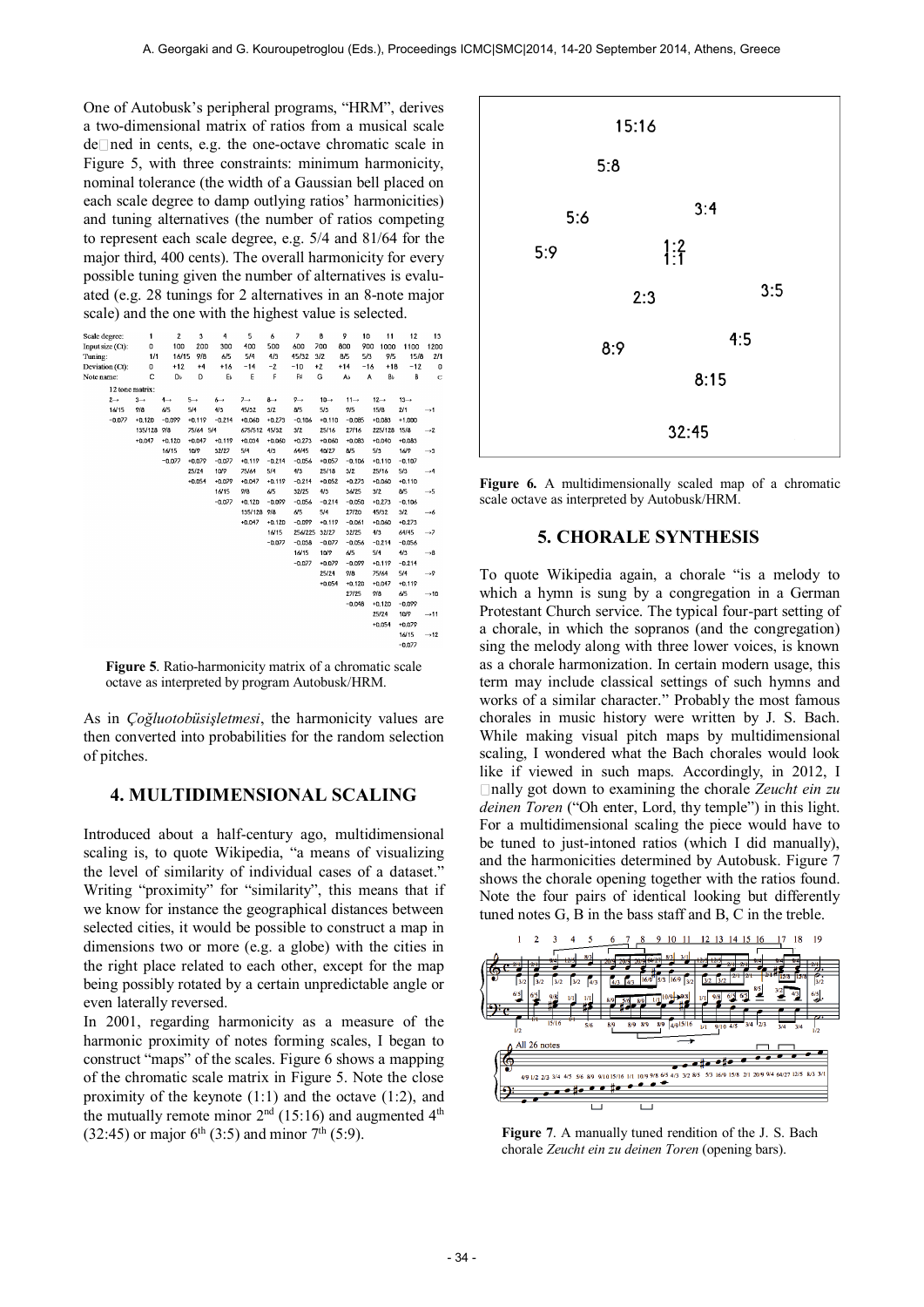One of Autobusk's peripheral programs, "HRM", derives a two-dimensional matrix of ratios from a musical scale defined in cents, e.g. the one-octave chromatic scale in Figure 5, with three constraints: minimum harmonicity, nominal tolerance (the width of a Gaussian bell placed on each scale degree to damp outlying ratios' harmonicities) and tuning alternatives (the number of ratios competing to represent each scale degree, e.g. 5/4 and 81/64 for the major third, 400 cents). The overall harmonicity for every possible tuning given the number of alternatives is evaluated (e.g. 28 tunings for 2 alternatives in an 8-note major scale) and the one with the highest value is selected.

| Scale degree: | 1 | 2 | 3 | 4 | 5 | 6 | 7 | 8 | 9 | 10 | 11 | 12 | 13 |
|---|---|---|---|---|---|---|---|---|---|---|---|---|---|
| Input size (Ct): | 0 | 100 | 200 | 300 | 400 | 500 | 600 | 700 | 800 | 900 | 1000 | 1100 | 1200 |
| Tuning: | 1/1 | 16/15 | 9/8 | 6/5 | 5/4 | 4/3 | 45/32 | 3/2 | 8/5 | 5/3 | 9/5 | 15/8 | 2/1 |
| Deviation (Ct): | 0 | +12 | +4 | +16 | −14 | −2 | −10 | +2 | +14 | −16 | +18 | −12 | 0 |
| Note name: | C | D♭ | D | E♭ | E | F | F♯ | G | A♭ | A | B♭ | B | C |

12 tone matrix:

| 2→ | 3→ | 4→ | 5→ | 6→ | 7→ | 8→ | 9→ | 10→ | 11→ | 12→ | 13→ | |
|---|---|---|---|---|---|---|---|---|---|---|---|---|
| 16/15 | 9/8 | 6/5 | 5/4 | 4/3 | 45/32 | 3/2 | 8/5 | 5/3 | 9/5 | 15/8 | 2/1 | →1 |
| −0.077 | +0.120 | −0.099 | +0.119 | −0.214 | +0.060 | +0.273 | −0.106 | +0.110 | −0.085 | +0.083 | +1.000 | |
| | 135/128 | 9/8 | 75/64 | 5/4 | 675/512 | 45/32 | 3/2 | 25/16 | 27/16 | 225/128 | 15/8 | →2 |
| | +0.047 | +0.120 | +0.047 | +0.119 | +0.034 | +0.060 | +0.273 | +0.060 | +0.083 | +0.040 | +0.083 | |
| | | 16/15 | 10/9 | 32/27 | 5/4 | 4/3 | 64/45 | 40/27 | 8/5 | 5/3 | 16/9 | →3 |
| | | −0.077 | +0.079 | −0.077 | +0.119 | −0.214 | −0.056 | +0.057 | −0.106 | +0.110 | −0.107 | |
| | | | 25/24 | 10/9 | 75/64 | 5/4 | 4/3 | 25/18 | 3/2 | 25/16 | 5/3 | →4 |
| | | | +0.054 | +0.079 | +0.047 | +0.119 | −0.214 | +0.052 | +0.273 | +0.060 | +0.110 | |
| | | | | 16/15 | 9/8 | 6/5 | 32/25 | 4/3 | 36/25 | 3/2 | 8/5 | →5 |
| | | | | −0.077 | +0.120 | −0.099 | −0.056 | −0.214 | −0.050 | +0.273 | −0.106 | |
| | | | | | 135/128 | 9/8 | 6/5 | 5/4 | 27/20 | 45/32 | 3/2 | →6 |
| | | | | | +0.047 | +0.120 | −0.099 | +0.119 | −0.061 | +0.060 | +0.273 | |
| | | | | | | 16/15 | 256/225 | 32/27 | 32/25 | 4/3 | 64/45 | →7 |
| | | | | | | −0.077 | −0.058 | −0.077 | −0.056 | −0.214 | −0.056 | |
| | | | | | | | 16/15 | 10/9 | 6/5 | 5/4 | 4/3 | →8 |
| | | | | | | | −0.077 | +0.079 | −0.099 | +0.119 | −0.214 | |
| | | | | | | | | 25/24 | 9/8 | 75/64 | 5/4 | →9 |
| | | | | | | | | +0.054 | +0.120 | +0.047 | +0.119 | |
| | | | | | | | | | 27/25 | 9/8 | 6/5 | →10 |
| | | | | | | | | | −0.048 | +0.120 | −0.099 | |
| | | | | | | | | | | 25/24 | 10/9 | →11 |
| | | | | | | | | | | +0.054 | +0.079 | |
| | | | | | | | | | | | 16/15 | →12 |
| | | | | | | | | | | | −0.077 | |

**Figure 5**. Ratio-harmonicity matrix of a chromatic scale octave as interpreted by program Autobusk/HRM.

As in *Çoğluotobüsişletmesi*, the harmonicity values are then converted into probabilities for the random selection of pitches.

## 4. MULTIDIMENSIONAL SCALING

Introduced about a half-century ago, multidimensional scaling is, to quote Wikipedia, "a means of visualizing the level of similarity of individual cases of a dataset." Writing "proximity" for "similarity", this means that if we know for instance the geographical distances between selected cities, it would be possible to construct a map in dimensions two or more (e.g. a globe) with the cities in the right place related to each other, except for the map being possibly rotated by a certain unpredictable angle or even laterally reversed.

In 2001, regarding harmonicity as a measure of the harmonic proximity of notes forming scales, I began to construct "maps" of the scales. Figure 6 shows a mapping of the chromatic scale matrix in Figure 5. Note the close proximity of the keynote (1:1) and the octave (1:2), and the mutually remote minor 2nd (15:16) and augmented 4th (32:45) or major 6th (3:5) and minor 7th (5:9).

**Figure 6.** A multidimensionally scaled map of a chromatic scale octave as interpreted by Autobusk/HRM.

## 5. CHORALE SYNTHESIS

To quote Wikipedia again, a chorale "is a melody to which a hymn is sung by a congregation in a German Protestant Church service. The typical four-part setting of a chorale, in which the sopranos (and the congregation) sing the melody along with three lower voices, is known as a chorale harmonization. In certain modern usage, this term may include classical settings of such hymns and works of a similar character." Probably the most famous chorales in music history were written by J. S. Bach. While making visual pitch maps by multidimensional scaling, I wondered what the Bach chorales would look like if viewed in such maps. Accordingly, in 2012, I finally got down to examining the chorale *Zeucht ein zu deinen Toren* ("Oh enter, Lord, thy temple") in this light. For a multidimensional scaling the piece would have to be tuned to just-intoned ratios (which I did manually), and the harmonicities determined by Autobusk. Figure 7 shows the chorale opening together with the ratios found. Note the four pairs of identical looking but differently tuned notes G, B in the bass staff and B, C in the treble.

**Figure 7**. A manually tuned rendition of the J. S. Bach chorale *Zeucht ein zu deinen Toren* (opening bars).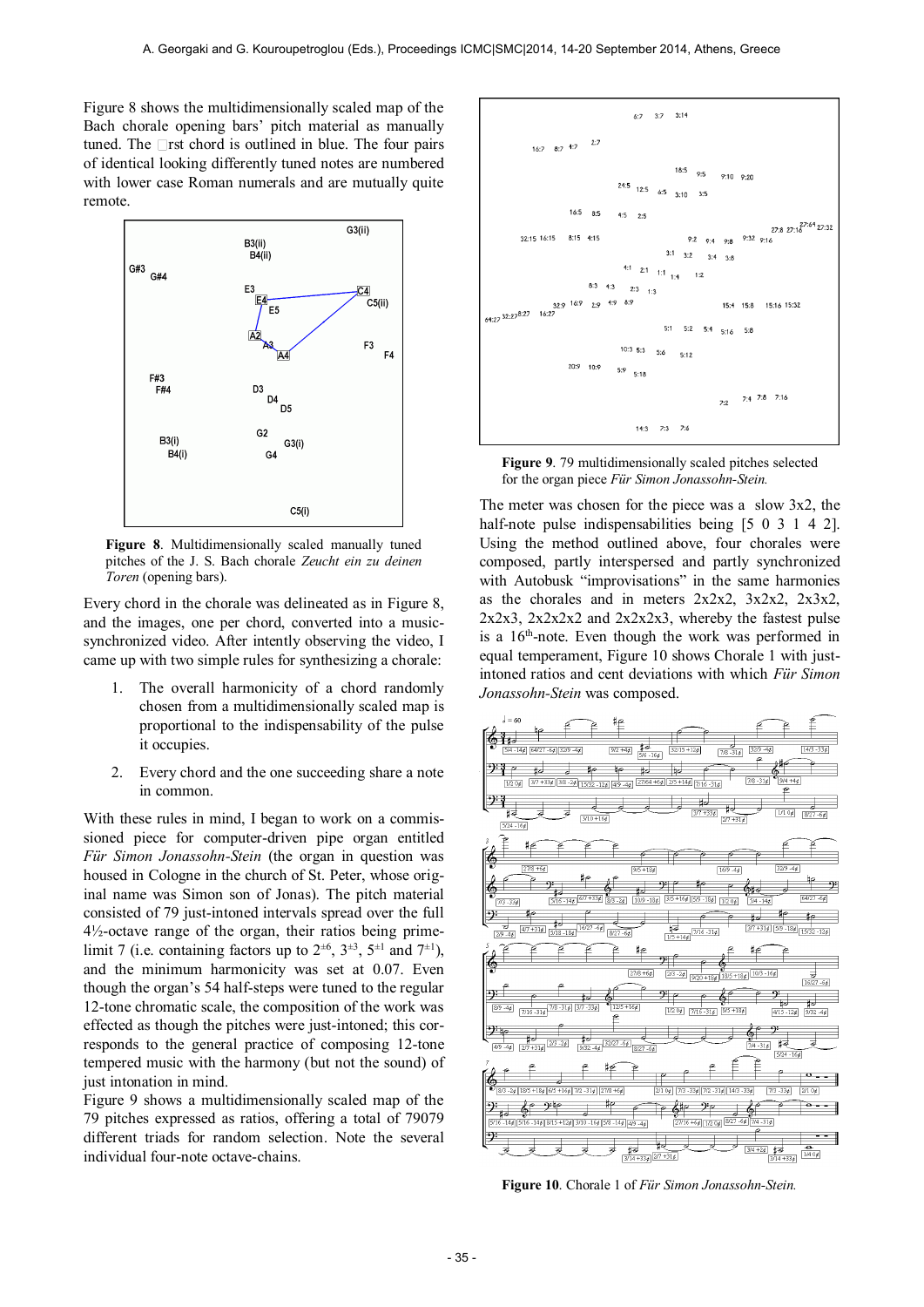Figure 8 shows the multidimensionally scaled map of the Bach chorale opening bars' pitch material as manually tuned. The first chord is outlined in blue. The four pairs of identical looking differently tuned notes are numbered with lower case Roman numerals and are mutually quite remote.

**Figure 8**. Multidimensionally scaled manually tuned pitches of the J. S. Bach chorale *Zeucht ein zu deinen Toren* (opening bars).

Every chord in the chorale was delineated as in Figure 8, and the images, one per chord, converted into a music-synchronized video. After intently observing the video, I came up with two simple rules for synthesizing a chorale:

1. The overall harmonicity of a chord randomly chosen from a multidimensionally scaled map is proportional to the indispensability of the pulse it occupies.
2. Every chord and the one succeeding share a note in common.

With these rules in mind, I began to work on a commissioned piece for computer-driven pipe organ entitled *Für Simon Jonassohn-Stein* (the organ in question was housed in Cologne in the church of St. Peter, whose original name was Simon son of Jonas). The pitch material consisted of 79 just-intoned intervals spread over the full 4½-octave range of the organ, their ratios being prime-limit 7 (i.e. containing factors up to $2^{\pm 6}$, $3^{\pm 3}$, $5^{\pm 1}$ and $7^{\pm 1}$), and the minimum harmonicity was set at 0.07. Even though the organ's 54 half-steps were tuned to the regular 12-tone chromatic scale, the composition of the work was effected as though the pitches were just-intoned; this corresponds to the general practice of composing 12-tone tempered music with the harmony (but not the sound) of just intonation in mind.

Figure 9 shows a multidimensionally scaled map of the 79 pitches expressed as ratios, offering a total of 79079 different triads for random selection. Note the several individual four-note octave-chains.

**Figure 9**. 79 multidimensionally scaled pitches selected for the organ piece *Für Simon Jonassohn-Stein.*

The meter was chosen for the piece was a slow 3x2, the half-note pulse indispensabilities being [5 0 3 1 4 2]. Using the method outlined above, four chorales were composed, partly interspersed and partly synchronized with Autobusk "improvisations" in the same harmonies as the chorales and in meters 2x2x2, 3x2x2, 2x3x2, 2x2x3, 2x2x2x2 and 2x2x2x3, whereby the fastest pulse is a 16th-note. Even though the work was performed in equal temperament, Figure 10 shows Chorale 1 with just-intoned ratios and cent deviations with which *Für Simon Jonassohn-Stein* was composed.

**Figure 10**. Chorale 1 of *Für Simon Jonassohn-Stein.*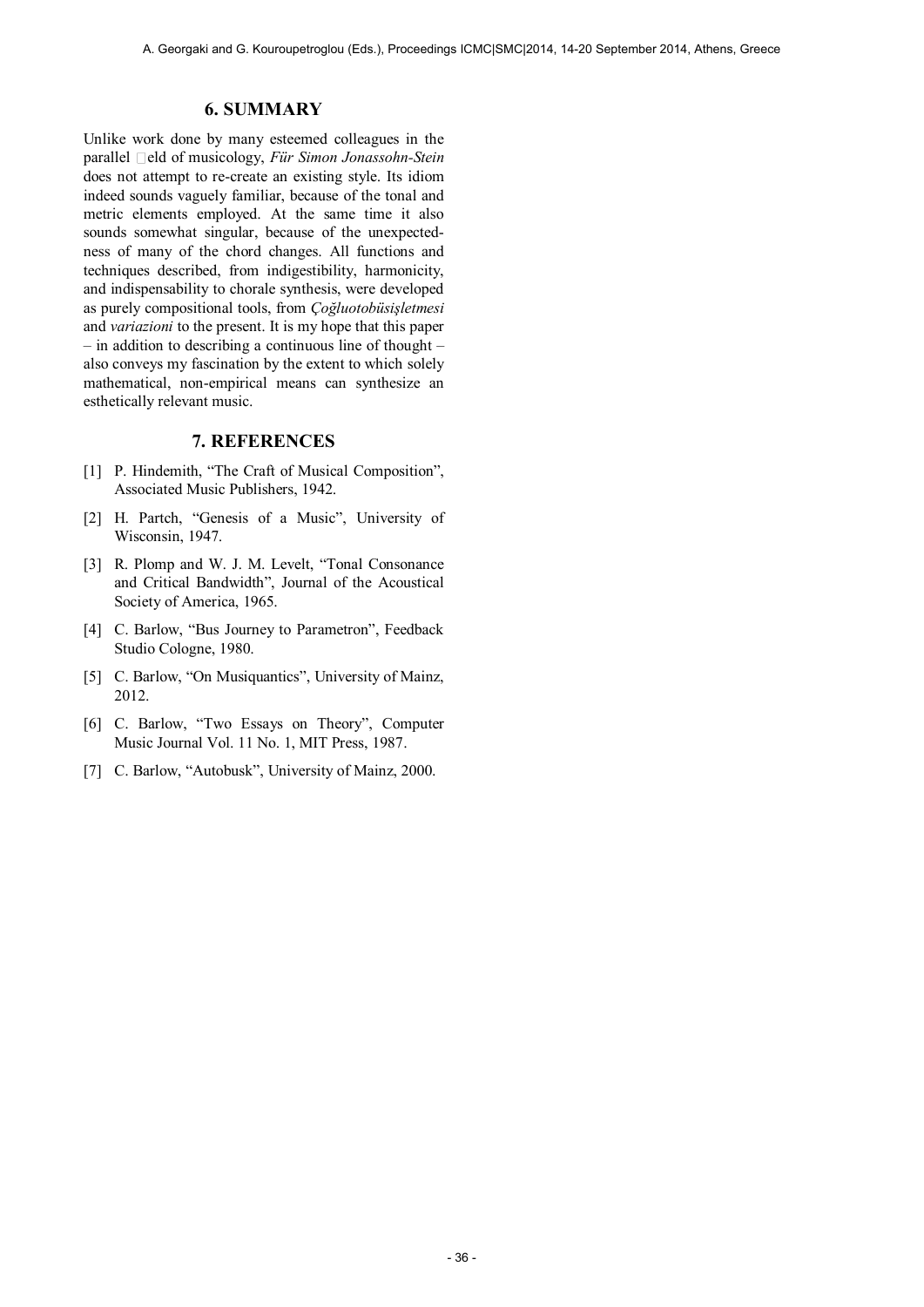## 6. SUMMARY

Unlike work done by many esteemed colleagues in the parallel field of musicology, *Für Simon Jonassohn-Stein* does not attempt to re-create an existing style. Its idiom indeed sounds vaguely familiar, because of the tonal and metric elements employed. At the same time it also sounds somewhat singular, because of the unexpectedness of many of the chord changes. All functions and techniques described, from indigestibility, harmonicity, and indispensability to chorale synthesis, were developed as purely compositional tools, from *Çoğluotobüsişletmesi* and *variazioni* to the present. It is my hope that this paper – in addition to describing a continuous line of thought – also conveys my fascination by the extent to which solely mathematical, non-empirical means can synthesize an esthetically relevant music.

## 7. REFERENCES

[1] P. Hindemith, "The Craft of Musical Composition", Associated Music Publishers, 1942.

[2] H. Partch, "Genesis of a Music", University of Wisconsin, 1947.

[3] R. Plomp and W. J. M. Levelt, "Tonal Consonance and Critical Bandwidth", Journal of the Acoustical Society of America, 1965.

[4] C. Barlow, "Bus Journey to Parametron", Feedback Studio Cologne, 1980.

[5] C. Barlow, "On Musiquantics", University of Mainz, 2012.

[6] C. Barlow, "Two Essays on Theory", Computer Music Journal Vol. 11 No. 1, MIT Press, 1987.

[7] C. Barlow, "Autobusk", University of Mainz, 2000.